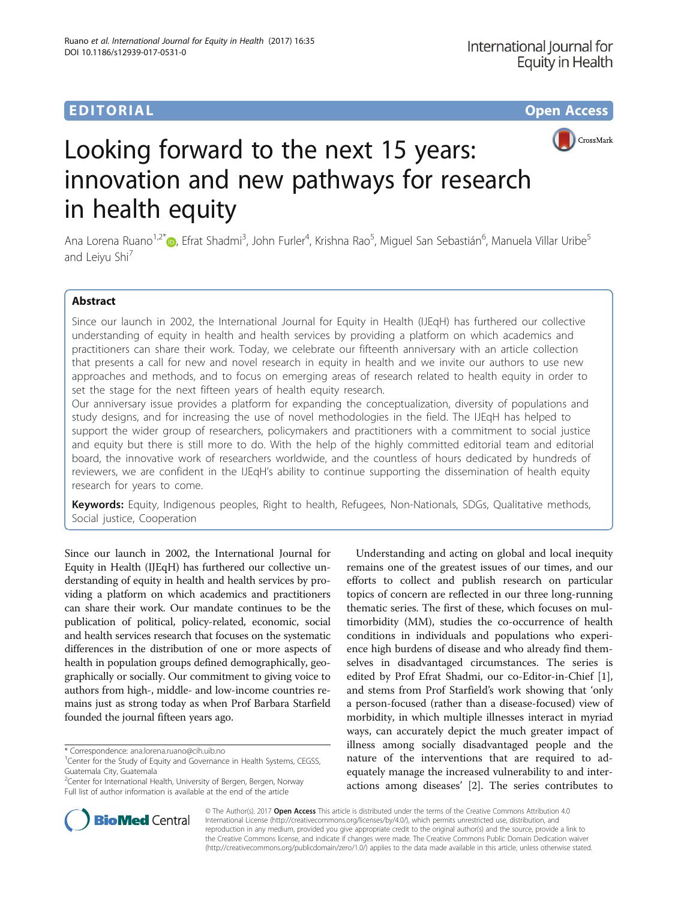EDITORIAL Open Access

# Looking forward to the next 15 years: innovation and new pathways for research in health equity

Ana Lorena Ruano[1,2*], Efrat Shadmi[3], John Furler[4], Krishna Rao[5], Miguel San Sebastián[6], Manuela Villar Uribe[5] and Leiyu Shi[7]

## Abstract

Since our launch in 2002, the International Journal for Equity in Health (IJEqH) has furthered our collective understanding of equity in health and health services by providing a platform on which academics and practitioners can share their work. Today, we celebrate our fifteenth anniversary with an article collection that presents a call for new and novel research in equity in health and we invite our authors to use new approaches and methods, and to focus on emerging areas of research related to health equity in order to set the stage for the next fifteen years of health equity research.

Our anniversary issue provides a platform for expanding the conceptualization, diversity of populations and study designs, and for increasing the use of novel methodologies in the field. The IJEqH has helped to support the wider group of researchers, policymakers and practitioners with a commitment to social justice and equity but there is still more to do. With the help of the highly committed editorial team and editorial board, the innovative work of researchers worldwide, and the countless of hours dedicated by hundreds of reviewers, we are confident in the IJEqH's ability to continue supporting the dissemination of health equity research for years to come.

**Keywords:** Equity, Indigenous peoples, Right to health, Refugees, Non-Nationals, SDGs, Qualitative methods, Social justice, Cooperation

Since our launch in 2002, the International Journal for Equity in Health (IJEqH) has furthered our collective understanding of equity in health and health services by providing a platform on which academics and practitioners can share their work. Our mandate continues to be the publication of political, policy-related, economic, social and health services research that focuses on the systematic differences in the distribution of one or more aspects of health in population groups defined demographically, geographically or socially. Our commitment to giving voice to authors from high-, middle- and low-income countries remains just as strong today as when Prof Barbara Starfield founded the journal fifteen years ago.

Understanding and acting on global and local inequity remains one of the greatest issues of our times, and our efforts to collect and publish research on particular topics of concern are reflected in our three long-running thematic series. The first of these, which focuses on multimorbidity (MM), studies the co-occurrence of health conditions in individuals and populations who experience high burdens of disease and who already find themselves in disadvantaged circumstances. The series is edited by Prof Efrat Shadmi, our co-Editor-in-Chief [1], and stems from Prof Starfield's work showing that 'only a person-focused (rather than a disease-focused) view of morbidity, in which multiple illnesses interact in myriad ways, can accurately depict the much greater impact of illness among socially disadvantaged people and the nature of the interventions that are required to adequately manage the increased vulnerability to and interactions among diseases' [2]. The series contributes to

* Correspondence: ana.lorena.ruano@cih.uib.no
[1]Center for the Study of Equity and Governance in Health Systems, CEGSS, Guatemala City, Guatemala
[2]Center for International Health, University of Bergen, Bergen, Norway
Full list of author information is available at the end of the article

© The Author(s). 2017 **Open Access** This article is distributed under the terms of the Creative Commons Attribution 4.0 International License (http://creativecommons.org/licenses/by/4.0/), which permits unrestricted use, distribution, and reproduction in any medium, provided you give appropriate credit to the original author(s) and the source, provide a link to the Creative Commons license, and indicate if changes were made. The Creative Commons Public Domain Dedication waiver (http://creativecommons.org/publicdomain/zero/1.0/) applies to the data made available in this article, unless otherwise stated.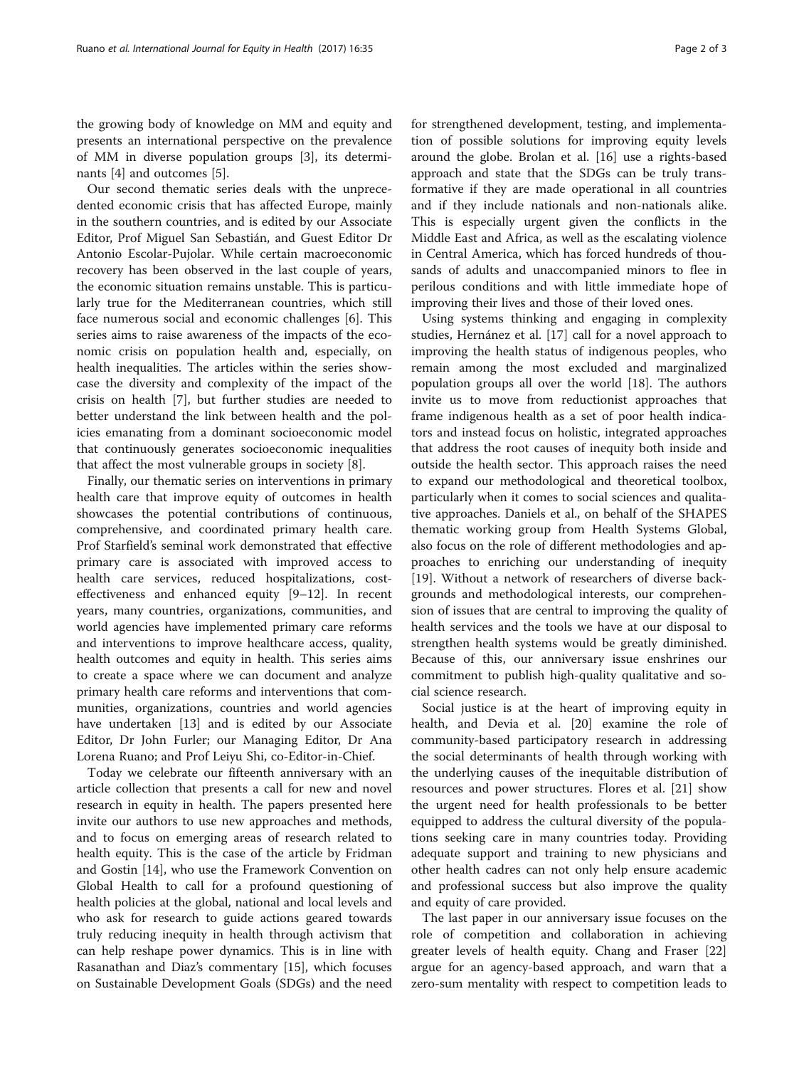the growing body of knowledge on MM and equity and presents an international perspective on the prevalence of MM in diverse population groups [3], its determinants [4] and outcomes [5].

Our second thematic series deals with the unprecedented economic crisis that has affected Europe, mainly in the southern countries, and is edited by our Associate Editor, Prof Miguel San Sebastián, and Guest Editor Dr Antonio Escolar-Pujolar. While certain macroeconomic recovery has been observed in the last couple of years, the economic situation remains unstable. This is particularly true for the Mediterranean countries, which still face numerous social and economic challenges [6]. This series aims to raise awareness of the impacts of the economic crisis on population health and, especially, on health inequalities. The articles within the series showcase the diversity and complexity of the impact of the crisis on health [7], but further studies are needed to better understand the link between health and the policies emanating from a dominant socioeconomic model that continuously generates socioeconomic inequalities that affect the most vulnerable groups in society [8].

Finally, our thematic series on interventions in primary health care that improve equity of outcomes in health showcases the potential contributions of continuous, comprehensive, and coordinated primary health care. Prof Starfield's seminal work demonstrated that effective primary care is associated with improved access to health care services, reduced hospitalizations, cost-effectiveness and enhanced equity [9–12]. In recent years, many countries, organizations, communities, and world agencies have implemented primary care reforms and interventions to improve healthcare access, quality, health outcomes and equity in health. This series aims to create a space where we can document and analyze primary health care reforms and interventions that communities, organizations, countries and world agencies have undertaken [13] and is edited by our Associate Editor, Dr John Furler; our Managing Editor, Dr Ana Lorena Ruano; and Prof Leiyu Shi, co-Editor-in-Chief.

Today we celebrate our fifteenth anniversary with an article collection that presents a call for new and novel research in equity in health. The papers presented here invite our authors to use new approaches and methods, and to focus on emerging areas of research related to health equity. This is the case of the article by Fridman and Gostin [14], who use the Framework Convention on Global Health to call for a profound questioning of health policies at the global, national and local levels and who ask for research to guide actions geared towards truly reducing inequity in health through activism that can help reshape power dynamics. This is in line with Rasanathan and Diaz's commentary [15], which focuses on Sustainable Development Goals (SDGs) and the need for strengthened development, testing, and implementation of possible solutions for improving equity levels around the globe. Brolan et al. [16] use a rights-based approach and state that the SDGs can be truly transformative if they are made operational in all countries and if they include nationals and non-nationals alike. This is especially urgent given the conflicts in the Middle East and Africa, as well as the escalating violence in Central America, which has forced hundreds of thousands of adults and unaccompanied minors to flee in perilous conditions and with little immediate hope of improving their lives and those of their loved ones.

Using systems thinking and engaging in complexity studies, Hernánez et al. [17] call for a novel approach to improving the health status of indigenous peoples, who remain among the most excluded and marginalized population groups all over the world [18]. The authors invite us to move from reductionist approaches that frame indigenous health as a set of poor health indicators and instead focus on holistic, integrated approaches that address the root causes of inequity both inside and outside the health sector. This approach raises the need to expand our methodological and theoretical toolbox, particularly when it comes to social sciences and qualitative approaches. Daniels et al., on behalf of the SHAPES thematic working group from Health Systems Global, also focus on the role of different methodologies and approaches to enriching our understanding of inequity [19]. Without a network of researchers of diverse backgrounds and methodological interests, our comprehension of issues that are central to improving the quality of health services and the tools we have at our disposal to strengthen health systems would be greatly diminished. Because of this, our anniversary issue enshrines our commitment to publish high-quality qualitative and social science research.

Social justice is at the heart of improving equity in health, and Devia et al. [20] examine the role of community-based participatory research in addressing the social determinants of health through working with the underlying causes of the inequitable distribution of resources and power structures. Flores et al. [21] show the urgent need for health professionals to be better equipped to address the cultural diversity of the populations seeking care in many countries today. Providing adequate support and training to new physicians and other health cadres can not only help ensure academic and professional success but also improve the quality and equity of care provided.

The last paper in our anniversary issue focuses on the role of competition and collaboration in achieving greater levels of health equity. Chang and Fraser [22] argue for an agency-based approach, and warn that a zero-sum mentality with respect to competition leads to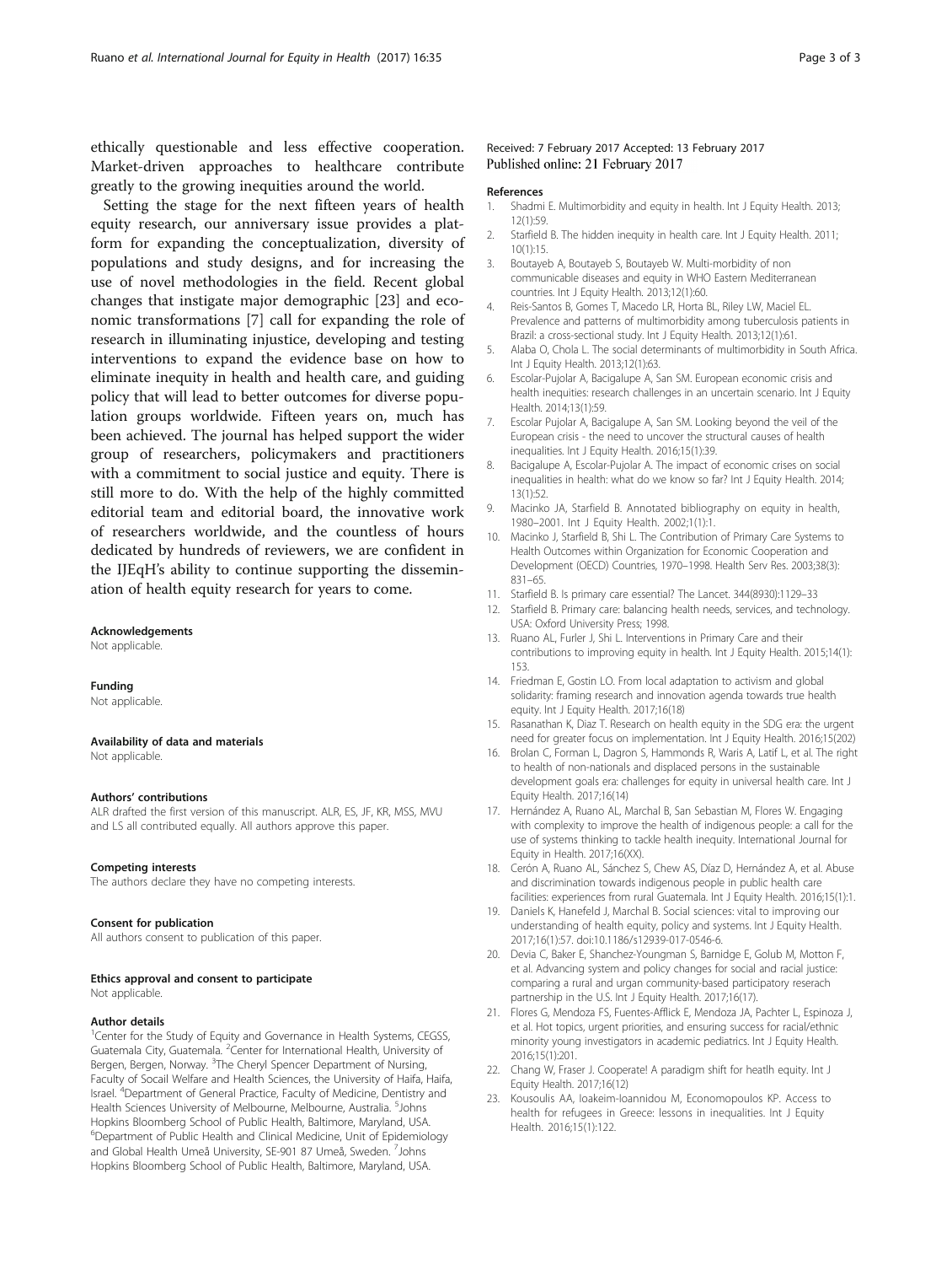ethically questionable and less effective cooperation. Market-driven approaches to healthcare contribute greatly to the growing inequities around the world.

Setting the stage for the next fifteen years of health equity research, our anniversary issue provides a platform for expanding the conceptualization, diversity of populations and study designs, and for increasing the use of novel methodologies in the field. Recent global changes that instigate major demographic [23] and economic transformations [7] call for expanding the role of research in illuminating injustice, developing and testing interventions to expand the evidence base on how to eliminate inequity in health and health care, and guiding policy that will lead to better outcomes for diverse population groups worldwide. Fifteen years on, much has been achieved. The journal has helped support the wider group of researchers, policymakers and practitioners with a commitment to social justice and equity. There is still more to do. With the help of the highly committed editorial team and editorial board, the innovative work of researchers worldwide, and the countless of hours dedicated by hundreds of reviewers, we are confident in the IJEqH's ability to continue supporting the dissemination of health equity research for years to come.

#### Acknowledgements
Not applicable.

#### Funding
Not applicable.

#### Availability of data and materials
Not applicable.

#### Authors' contributions
ALR drafted the first version of this manuscript. ALR, ES, JF, KR, MSS, MVU and LS all contributed equally. All authors approve this paper.

#### Competing interests
The authors declare they have no competing interests.

#### Consent for publication
All authors consent to publication of this paper.

#### Ethics approval and consent to participate
Not applicable.

#### Author details
[1]Center for the Study of Equity and Governance in Health Systems, CEGSS, Guatemala City, Guatemala. [2]Center for International Health, University of Bergen, Bergen, Norway. [3]The Cheryl Spencer Department of Nursing, Faculty of Socail Welfare and Health Sciences, the University of Haifa, Haifa, Israel. [4]Department of General Practice, Faculty of Medicine, Dentistry and Health Sciences University of Melbourne, Melbourne, Australia. [5]Johns Hopkins Bloomberg School of Public Health, Baltimore, Maryland, USA. [6]Department of Public Health and Clinical Medicine, Unit of Epidemiology and Global Health Umeå University, SE-901 87 Umeå, Sweden. [7]Johns Hopkins Bloomberg School of Public Health, Baltimore, Maryland, USA.

Received: 7 February 2017 Accepted: 13 February 2017
Published online: 21 February 2017

#### References
1. Shadmi E. Multimorbidity and equity in health. Int J Equity Health. 2013; 12(1):59.
2. Starfield B. The hidden inequity in health care. Int J Equity Health. 2011; 10(1):15.
3. Boutayeb A, Boutayeb S, Boutayeb W. Multi-morbidity of non communicable diseases and equity in WHO Eastern Mediterranean countries. Int J Equity Health. 2013;12(1):60.
4. Reis-Santos B, Gomes T, Macedo LR, Horta BL, Riley LW, Maciel EL. Prevalence and patterns of multimorbidity among tuberculosis patients in Brazil: a cross-sectional study. Int J Equity Health. 2013;12(1):61.
5. Alaba O, Chola L. The social determinants of multimorbidity in South Africa. Int J Equity Health. 2013;12(1):63.
6. Escolar-Pujolar A, Bacigalupe A, San SM. European economic crisis and health inequities: research challenges in an uncertain scenario. Int J Equity Health. 2014;13(1):59.
7. Escolar Pujolar A, Bacigalupe A, San SM. Looking beyond the veil of the European crisis - the need to uncover the structural causes of health inequalities. Int J Equity Health. 2016;15(1):39.
8. Bacigalupe A, Escolar-Pujolar A. The impact of economic crises on social inequalities in health: what do we know so far? Int J Equity Health. 2014; 13(1):52.
9. Macinko JA, Starfield B. Annotated bibliography on equity in health, 1980–2001. Int J Equity Health. 2002;1(1):1.
10. Macinko J, Starfield B, Shi L. The Contribution of Primary Care Systems to Health Outcomes within Organization for Economic Cooperation and Development (OECD) Countries, 1970–1998. Health Serv Res. 2003;38(3): 831–65.
11. Starfield B. Is primary care essential? The Lancet. 344(8930):1129–33
12. Starfield B. Primary care: balancing health needs, services, and technology. USA: Oxford University Press; 1998.
13. Ruano AL, Furler J, Shi L. Interventions in Primary Care and their contributions to improving equity in health. Int J Equity Health. 2015;14(1): 153.
14. Friedman E, Gostin LO. From local adaptation to activism and global solidarity: framing research and innovation agenda towards true health equity. Int J Equity Health. 2017;16(18)
15. Rasanathan K, Diaz T. Research on health equity in the SDG era: the urgent need for greater focus on implementation. Int J Equity Health. 2016;15(202)
16. Brolan C, Forman L, Dagron S, Hammonds R, Waris A, Latif L, et al. The right to health of non-nationals and displaced persons in the sustainable development goals era: challenges for equity in universal health care. Int J Equity Health. 2017;16(14)
17. Hernández A, Ruano AL, Marchal B, San Sebastian M, Flores W. Engaging with complexity to improve the health of indigenous people: a call for the use of systems thinking to tackle health inequity. International Journal for Equity in Health. 2017;16(XX).
18. Cerón A, Ruano AL, Sánchez S, Chew AS, Díaz D, Hernández A, et al. Abuse and discrimination towards indigenous people in public health care facilities: experiences from rural Guatemala. Int J Equity Health. 2016;15(1):1.
19. Daniels K, Hanefeld J, Marchal B. Social sciences: vital to improving our understanding of health equity, policy and systems. Int J Equity Health. 2017;16(1):57. doi:10.1186/s12939-017-0546-6.
20. Devia C, Baker E, Shanchez-Youngman S, Barnidge E, Golub M, Motton F, et al. Advancing system and policy changes for social and racial justice: comparing a rural and urgan community-based participatory reserach partnership in the U.S. Int J Equity Health. 2017;16(17).
21. Flores G, Mendoza FS, Fuentes-Afflick E, Mendoza JA, Pachter L, Espinoza J, et al. Hot topics, urgent priorities, and ensuring success for racial/ethnic minority young investigators in academic pediatrics. Int J Equity Health. 2016;15(1):201.
22. Chang W, Fraser J. Cooperate! A paradigm shift for heatlh equity. Int J Equity Health. 2017;16(12)
23. Kousoulis AA, Ioakeim-Ioannidou M, Economopoulos KP. Access to health for refugees in Greece: lessons in inequalities. Int J Equity Health. 2016;15(1):122.